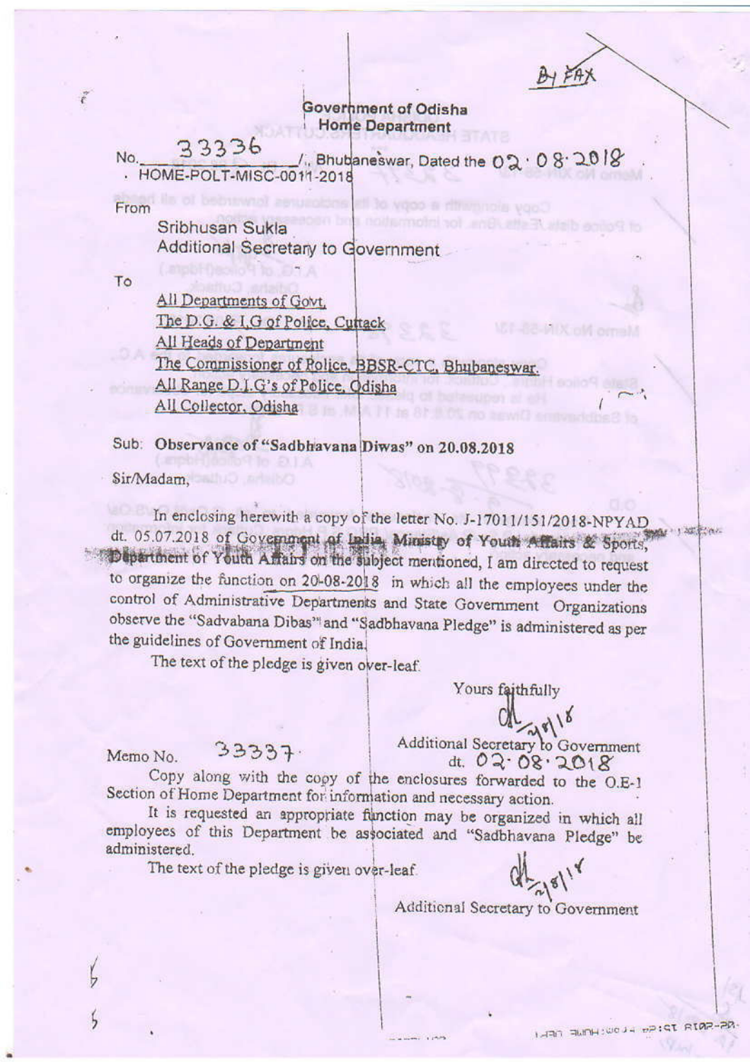BY FAX

**Government of Odisha**
**Home Department**

No. 33336 /, Bhubaneswar, Dated the 02.08.2018
HOME-POLT-MISC-0011-2018

From

Sribhusan Sukla
Additional Secretary to Government

To

All Departments of Govt.
The D.G. & I.G of Police, Cuttack
All Heads of Department
The Commissioner of Police, BBSR-CTC, Bhubaneswar.
All Range D.I.G's of Police, Odisha
All Collector, Odisha

Sub: **Observance of "Sadbhavana Diwas" on 20.08.2018**

Sir/Madam,

In enclosing herewith a copy of the letter No. J-17011/151/2018-NPYAD dt. 05.07.2018 of Government of India, Ministry of Youth Affairs & Sports, Department of Youth Affairs on the subject mentioned, I am directed to request to organize the function on 20-08-2018 in which all the employees under the control of Administrative Departments and State Government Organizations observe the "Sadvabana Dibas" and "Sadbhavana Pledge" is administered as per the guidelines of Government of India.

The text of the pledge is given over-leaf.

Yours faithfully

Additional Secretary to Government

Memo No. 33337 dt. 02.08.2018

Copy along with the copy of the enclosures forwarded to the O.E-1 Section of Home Department for information and necessary action.

It is requested an appropriate function may be organized in which all employees of this Department be associated and "Sadbhavana Pledge" be administered.

The text of the pledge is given over-leaf.

Additional Secretary to Government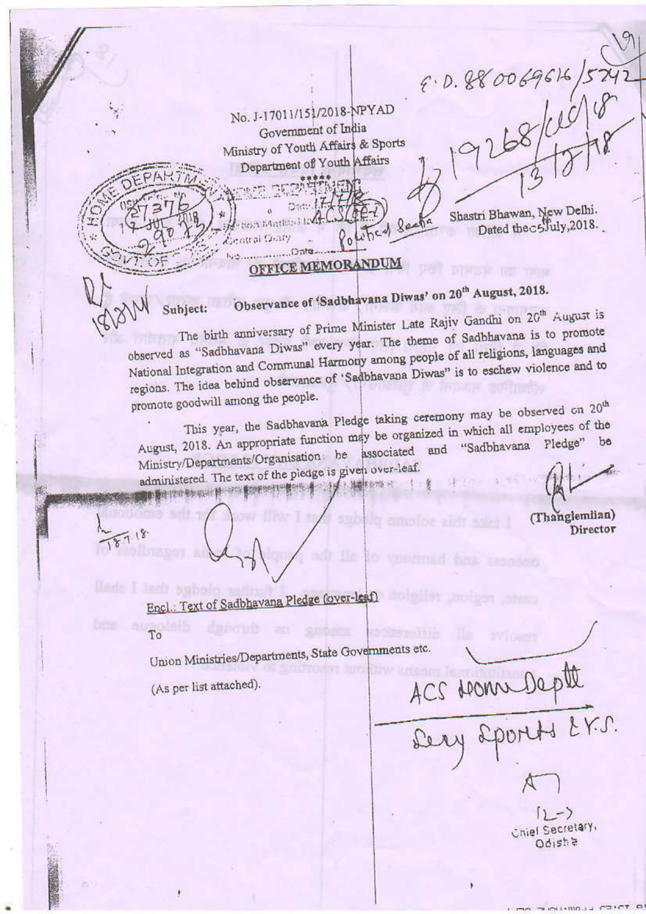No. J-17011/151/2018-NPYAD
Government of India
Ministry of Youth Affairs & Sports
Department of Youth Affairs
\*\*\*\*\*

Shastri Bhawan, New Delhi.
Dated the 5 July, 2018.

## OFFICE MEMORANDUM

**Subject: Observance of 'Sadbhavana Diwas' on 20th August, 2018.**

The birth anniversary of Prime Minister Late Rajiv Gandhi on 20th August is observed as "Sadbhavana Diwas" every year. The theme of Sadbhavana is to promote National Integration and Communal Harmony among people of all religions, languages and regions. The idea behind observance of 'Sadbhavana Diwas" is to eschew violence and to promote goodwill among the people.

This year, the Sadbhavana Pledge taking ceremony may be observed on 20th August, 2018. An appropriate function may be organized in which all employees of the Ministry/Departments/Organisation be associated and "Sadbhavana Pledge" be administered. The text of the pledge is given over-leaf.

(Thanglemlian)
Director

Encl.: Text of Sadbhavana Pledge (over-leaf)

To

Union Ministries/Departments, State Governments etc.
(As per list attached).

ACS Home Deptt
Secy Sports & Y.S.

Chief Secretary,
Odisha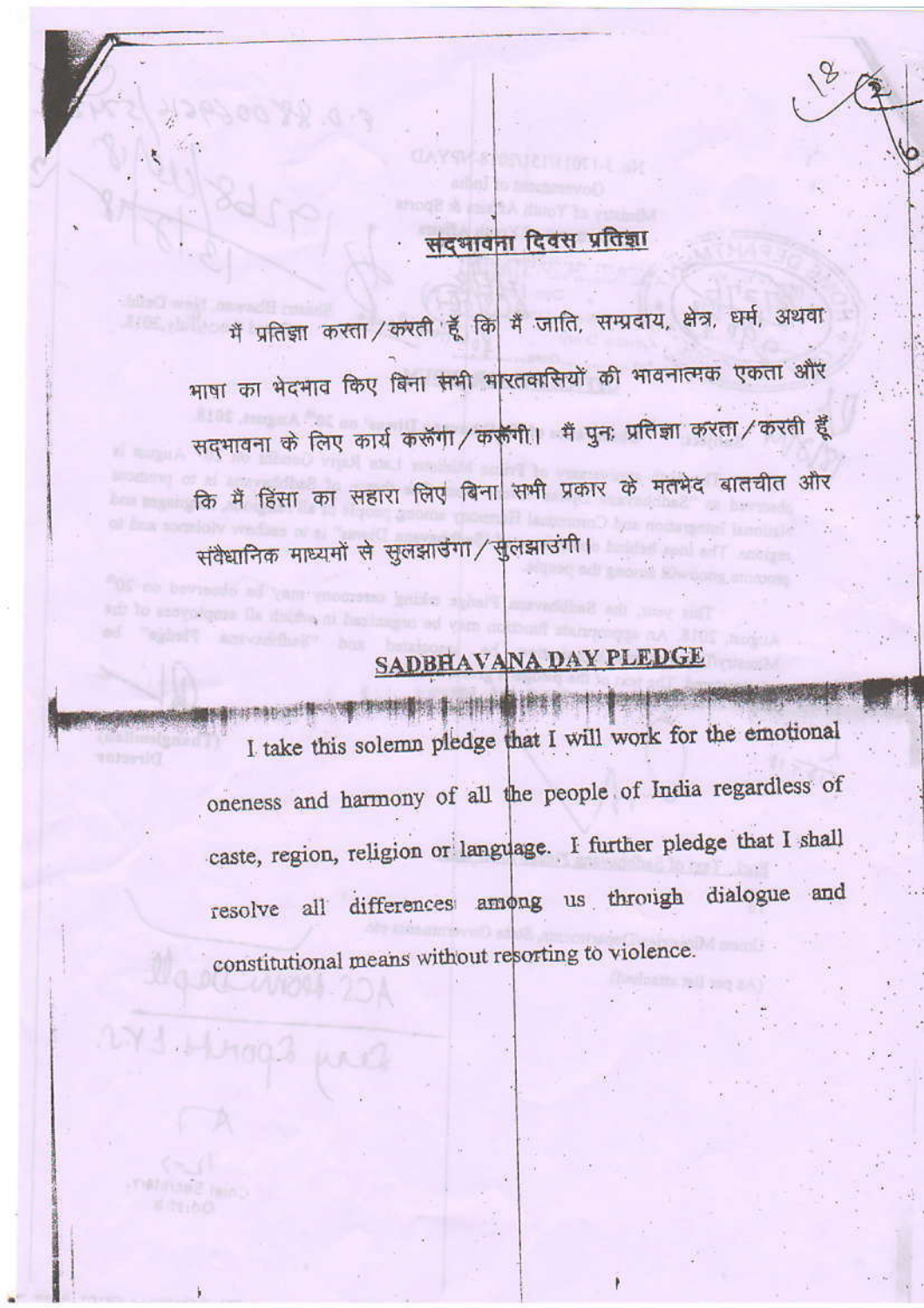## सद्भावना दिवस प्रतिज्ञा

मैं प्रतिज्ञा करता/करती हूँ कि मैं जाति, सम्प्रदाय, क्षेत्र, धर्म, अथवा भाषा का भेदभाव किए बिना सभी भारतवासियों की भावनात्मक एकता और सद्भावना के लिए कार्य करूँगा/करूँगी। मैं पुनः प्रतिज्ञा करता/करती हूँ कि मैं हिंसा का सहारा लिए बिना सभी प्रकार के मतभेद बातचीत और संवैधानिक माध्यमों से सुलझाउँगा/सुलझाउंगी।

## SADBHAVANA DAY PLEDGE

I take this solemn pledge that I will work for the emotional oneness and harmony of all the people of India regardless of caste, region, religion or language. I further pledge that I shall resolve all differences among us through dialogue and constitutional means without resorting to violence.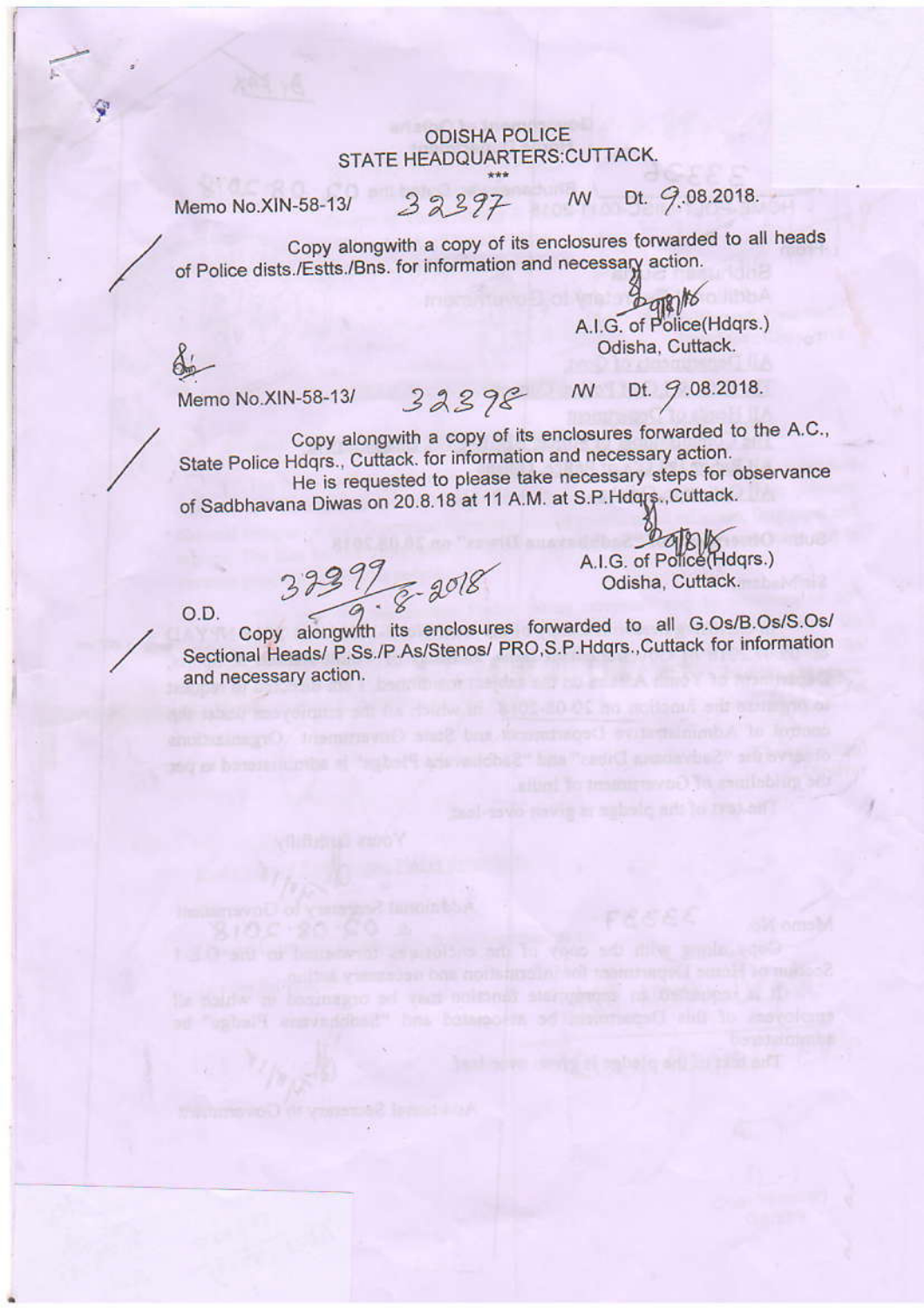ODISHA POLICE
STATE HEADQUARTERS:CUTTACK.
\*\*\*

Memo No.XIN-58-13/ 32397 /W Dt. 9.08.2018.

Copy alongwith a copy of its enclosures forwarded to all heads of Police dists./Estts./Bns. for information and necessary action.

A.I.G. of Police(Hdqrs.)
Odisha, Cuttack.

Memo No.XIN-58-13/ 32398 /W Dt. 9.08.2018.

Copy alongwith a copy of its enclosures forwarded to the A.C., State Police Hdqrs., Cuttack. for information and necessary action.
He is requested to please take necessary steps for observance of Sadbhavana Diwas on 20.8.18 at 11 A.M. at S.P.Hdqrs.,Cuttack.

A.I.G. of Police(Hdqrs.)
Odisha, Cuttack.

O.D. 32399 / 9-8-2018

Copy alongwith its enclosures forwarded to all G.Os/B.Os/S.Os/ Sectional Heads/ P.Ss./P.As/Stenos/ PRO,S.P.Hdqrs.,Cuttack for information and necessary action.